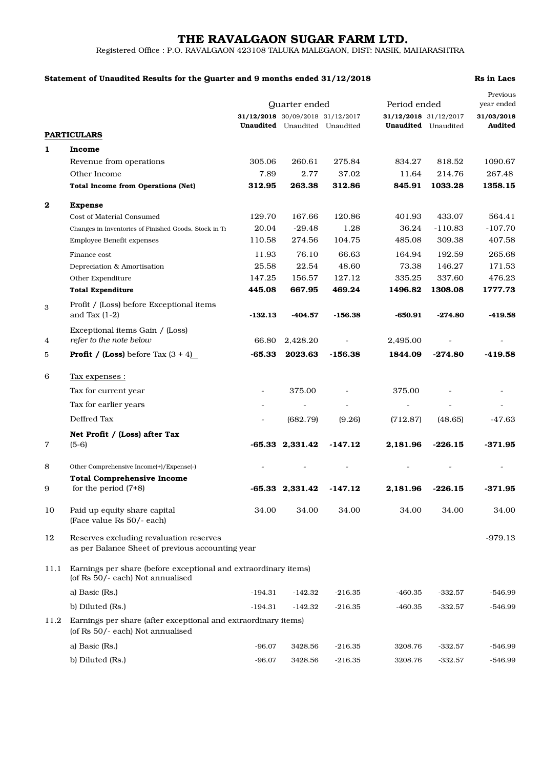# THE RAVALGAON SUGAR FARM LTD.

Registered Office : P.O. RAVALGAON 423108 TALUKA MALEGAON, DIST: NASIK, MAHARASHTRA

**Statement of Unaudited Results for the Quarter and 9 months ended 31/12/2018** **Rs in Lacs**

| | **PARTICULARS** | Quarter ended | | | Period ended | | Previous year ended |
|---|---|---|---|---|---|---|---|
| | | **31/12/2018 Unaudited** | 30/09/2018 Unaudited | 31/12/2017 Unaudited | **31/12/2018 Unaudited** | 31/12/2017 Unaudited | **31/03/2018 Audited** |
| **1** | **Income** | | | | | | |
| | Revenue from operations | 305.06 | 260.61 | 275.84 | 834.27 | 818.52 | 1090.67 |
| | Other Income | 7.89 | 2.77 | 37.02 | 11.64 | 214.76 | 267.48 |
| | **Total Income from Operations (Net)** | **312.95** | **263.38** | **312.86** | **845.91** | **1033.28** | **1358.15** |
| **2** | **Expense** | | | | | | |
| | Cost of Material Consumed | 129.70 | 167.66 | 120.86 | 401.93 | 433.07 | 564.41 |
| | Changes in Inventories of Finished Goods, Stock in Tr | 20.04 | -29.48 | 1.28 | 36.24 | -110.83 | -107.70 |
| | Employee Benefit expenses | 110.58 | 274.56 | 104.75 | 485.08 | 309.38 | 407.58 |
| | Finance cost | 11.93 | 76.10 | 66.63 | 164.94 | 192.59 | 265.68 |
| | Depreciation & Amortisation | 25.58 | 22.54 | 48.60 | 73.38 | 146.27 | 171.53 |
| | Other Expenditure | 147.25 | 156.57 | 127.12 | 335.25 | 337.60 | 476.23 |
| | **Total Expenditure** | **445.08** | **667.95** | **469.24** | **1496.82** | **1308.08** | **1777.73** |
| 3 | Profit / (Loss) before Exceptional items and Tax (1-2) | **-132.13** | **-404.57** | **-156.38** | **-650.91** | **-274.80** | **-419.58** |
| 4 | Exceptional items Gain / (Loss) *refer to the note below* | 66.80 | 2,428.20 | - | 2,495.00 | - | - |
| 5 | **Profit / (Loss)** before Tax (3 + 4) | **-65.33** | **2023.63** | **-156.38** | **1844.09** | **-274.80** | **-419.58** |
| 6 | Tax expenses : | | | | | | |
| | Tax for current year | - | 375.00 | - | 375.00 | - | - |
| | Tax for earlier years | - | - | - | - | - | - |
| | Deffred Tax | - | (682.79) | (9.26) | (712.87) | (48.65) | -47.63 |
| 7 | **Net Profit / (Loss) after Tax** (5-6) | **-65.33** | **2,331.42** | **-147.12** | **2,181.96** | **-226.15** | **-371.95** |
| 8 | Other Comprehensive Income(+)/Expense(-) | - | - | - | - | - | - |
| 9 | **Total Comprehensive Income** for the period (7+8) | **-65.33** | **2,331.42** | **-147.12** | **2,181.96** | **-226.15** | **-371.95** |
| 10 | Paid up equity share capital (Face value Rs 50/- each) | 34.00 | 34.00 | 34.00 | 34.00 | 34.00 | 34.00 |
| 12 | Reserves excluding revaluation reserves as per Balance Sheet of previous accounting year | | | | | | -979.13 |
| 11.1 | Earnings per share (before exceptional and extraordinary items) (of Rs 50/- each) Not annualised | | | | | | |
| | a) Basic (Rs.) | -194.31 | -142.32 | -216.35 | -460.35 | -332.57 | -546.99 |
| | b) Diluted (Rs.) | -194.31 | -142.32 | -216.35 | -460.35 | -332.57 | -546.99 |
| 11.2 | Earnings per share (after exceptional and extraordinary items) (of Rs 50/- each) Not annualised | | | | | | |
| | a) Basic (Rs.) | -96.07 | 3428.56 | -216.35 | 3208.76 | -332.57 | -546.99 |
| | b) Diluted (Rs.) | -96.07 | 3428.56 | -216.35 | 3208.76 | -332.57 | -546.99 |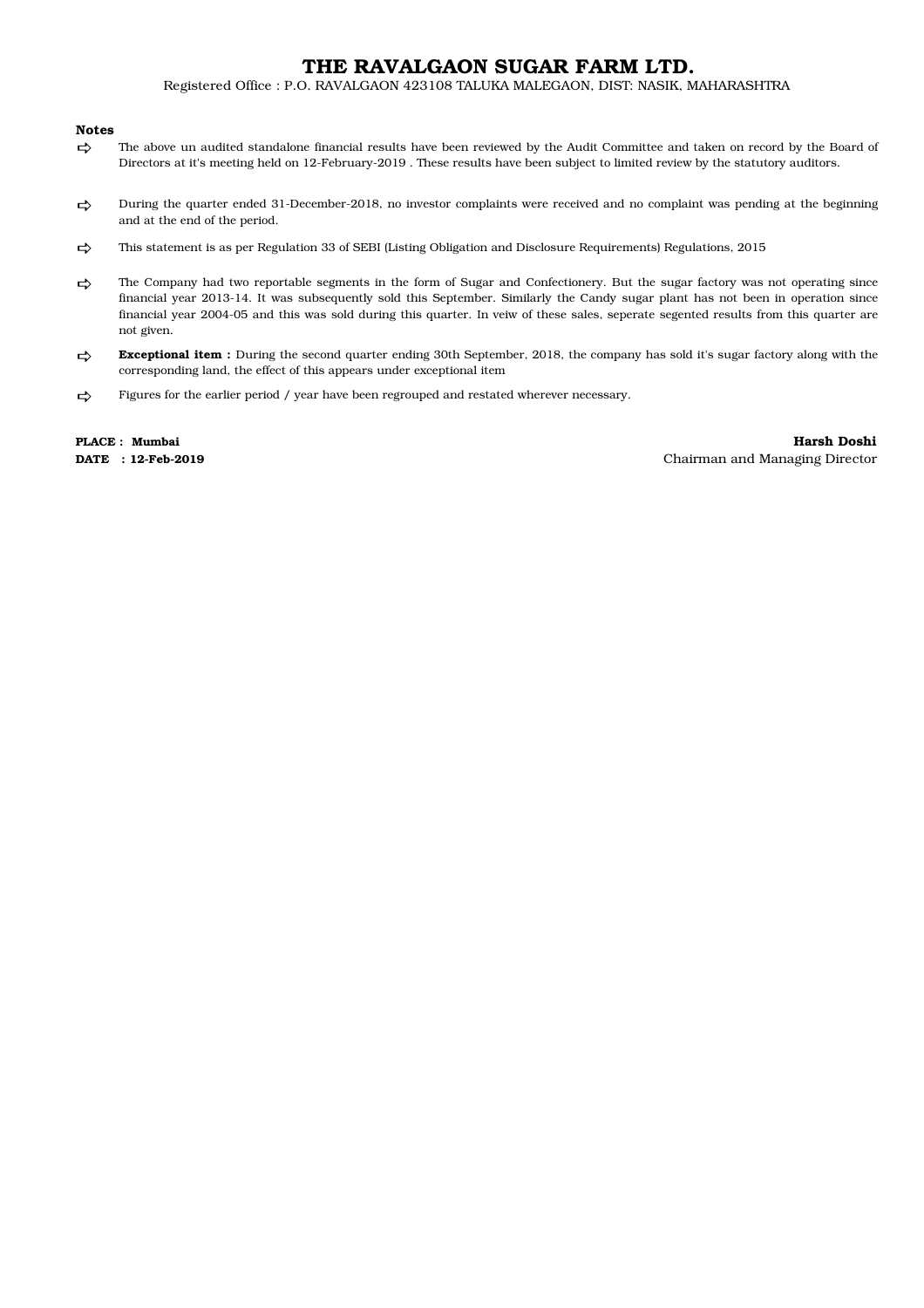# THE RAVALGAON SUGAR FARM LTD.

Registered Office : P.O. RAVALGAON 423108 TALUKA MALEGAON, DIST: NASIK, MAHARASHTRA

**Notes**

- The above un audited standalone financial results have been reviewed by the Audit Committee and taken on record by the Board of Directors at it's meeting held on 12-February-2019 . These results have been subject to limited review by the statutory auditors.
- During the quarter ended 31-December-2018, no investor complaints were received and no complaint was pending at the beginning and at the end of the period.
- This statement is as per Regulation 33 of SEBI (Listing Obligation and Disclosure Requirements) Regulations, 2015
- The Company had two reportable segments in the form of Sugar and Confectionery. But the sugar factory was not operating since financial year 2013-14. It was subsequently sold this September. Similarly the Candy sugar plant has not been in operation since financial year 2004-05 and this was sold during this quarter. In veiw of these sales, seperate segented results from this quarter are not given.
- **Exceptional item :** During the second quarter ending 30th September, 2018, the company has sold it's sugar factory along with the corresponding land, the effect of this appears under exceptional item
- Figures for the earlier period / year have been regrouped and restated wherever necessary.

**PLACE : Mumbai**
**DATE : 12-Feb-2019**

**Harsh Doshi**
Chairman and Managing Director